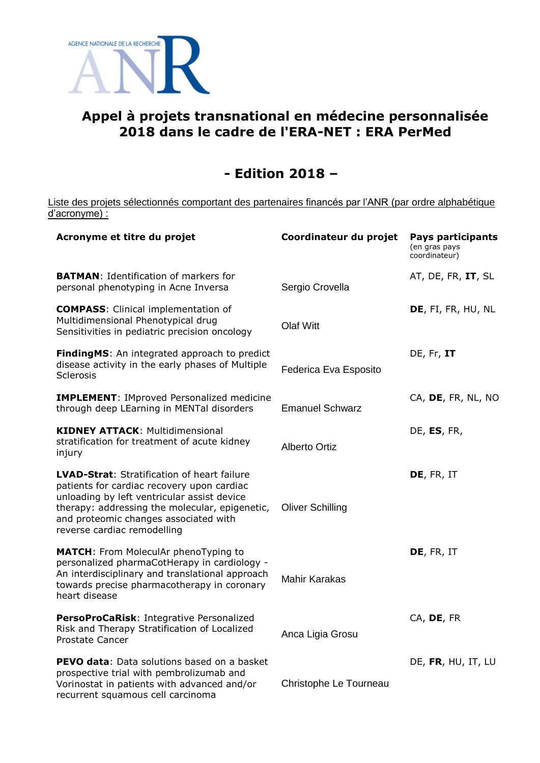AGENCE NATIONALE DE LA RECHERCHE

ANR

# Appel à projets transnational en médecine personnalisée 2018 dans le cadre de l'ERA-NET : ERA PerMed

## - Edition 2018 –

Liste des projets sélectionnés comportant des partenaires financés par l'ANR (par ordre alphabétique d'acronyme) :

| Acronyme et titre du projet | Coordinateur du projet | Pays participants (en gras pays coordinateur) |
|---|---|---|
| **BATMAN**: Identification of markers for personal phenotyping in Acne Inversa | Sergio Crovella | AT, DE, FR, **IT**, SL |
| **COMPASS**: Clinical implementation of Multidimensional Phenotypical drug Sensitivities in pediatric precision oncology | Olaf Witt | **DE**, FI, FR, HU, NL |
| **FindingMS**: An integrated approach to predict disease activity in the early phases of Multiple Sclerosis | Federica Eva Esposito | DE, Fr, **IT** |
| **IMPLEMENT**: IMproved Personalized medicine through deep LEarning in MENTal disorders | Emanuel Schwarz | CA, **DE**, FR, NL, NO |
| **KIDNEY ATTACK**: Multidimensional stratification for treatment of acute kidney injury | Alberto Ortiz | DE, **ES**, FR, |
| **LVAD-Strat**: Stratification of heart failure patients for cardiac recovery upon cardiac unloading by left ventricular assist device therapy: addressing the molecular, epigenetic, and proteomic changes associated with reverse cardiac remodelling | Oliver Schilling | **DE**, FR, IT |
| **MATCH**: From MoleculAr phenoTyping to personalized pharmaCotHerapy in cardiology - An interdisciplinary and translational approach towards precise pharmacotherapy in coronary heart disease | Mahir Karakas | **DE**, FR, IT |
| **PersoProCaRisk**: Integrative Personalized Risk and Therapy Stratification of Localized Prostate Cancer | Anca Ligia Grosu | CA, **DE**, FR |
| **PEVO data**: Data solutions based on a basket prospective trial with pembrolizumab and Vorinostat in patients with advanced and/or recurrent squamous cell carcinoma | Christophe Le Tourneau | DE, **FR**, HU, IT, LU |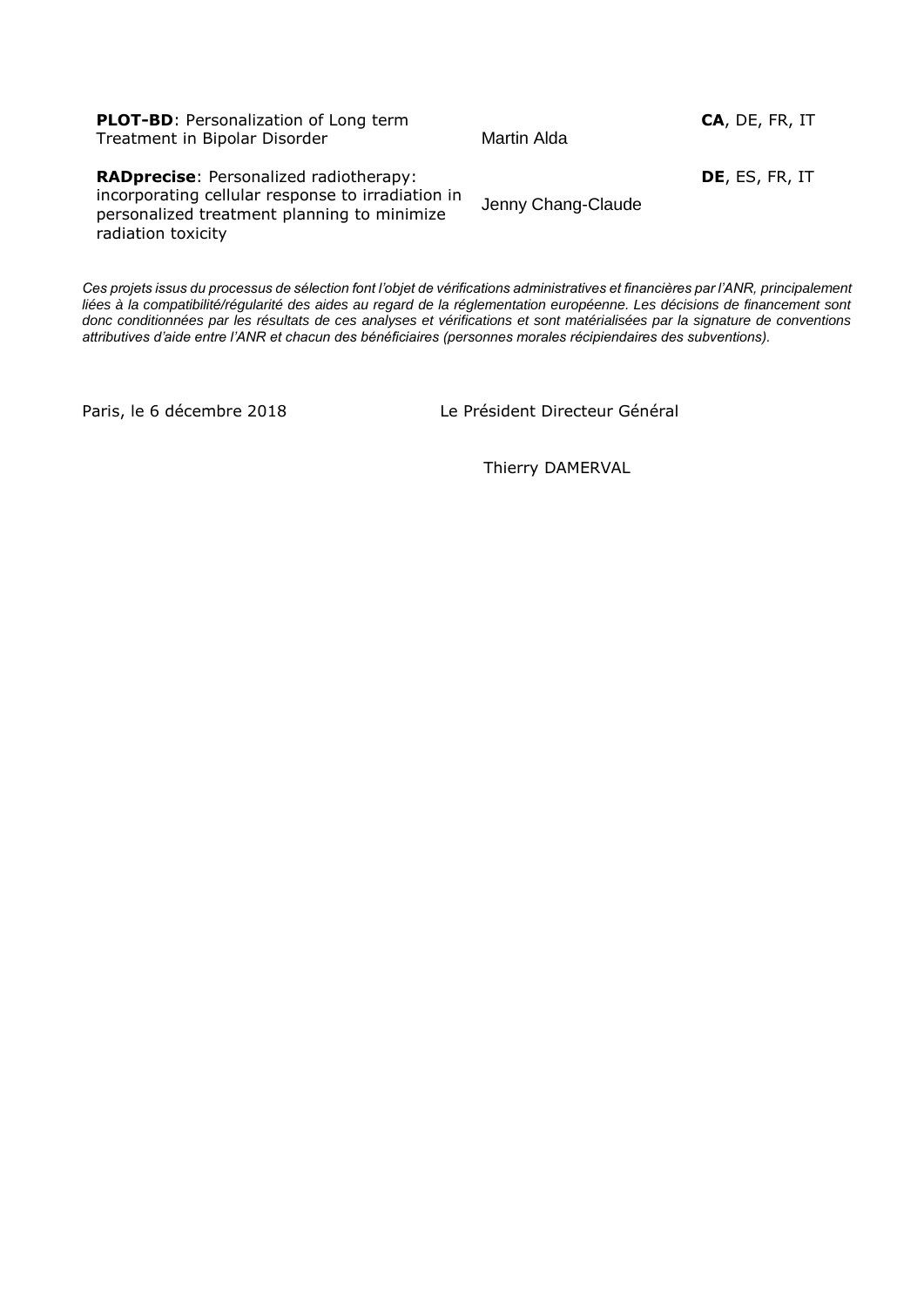| | | |
|---|---|---|
| **PLOT-BD**: Personalization of Long term Treatment in Bipolar Disorder | Martin Alda | **CA**, DE, FR, IT |
| **RADprecise**: Personalized radiotherapy: incorporating cellular response to irradiation in personalized treatment planning to minimize radiation toxicity | Jenny Chang-Claude | **DE**, ES, FR, IT |

*Ces projets issus du processus de sélection font l'objet de vérifications administratives et financières par l'ANR, principalement liées à la compatibilité/régularité des aides au regard de la réglementation européenne. Les décisions de financement sont donc conditionnées par les résultats de ces analyses et vérifications et sont matérialisées par la signature de conventions attributives d'aide entre l'ANR et chacun des bénéficiaires (personnes morales récipiendaires des subventions).*

Paris, le 6 décembre 2018

Le Président Directeur Général

Thierry DAMERVAL